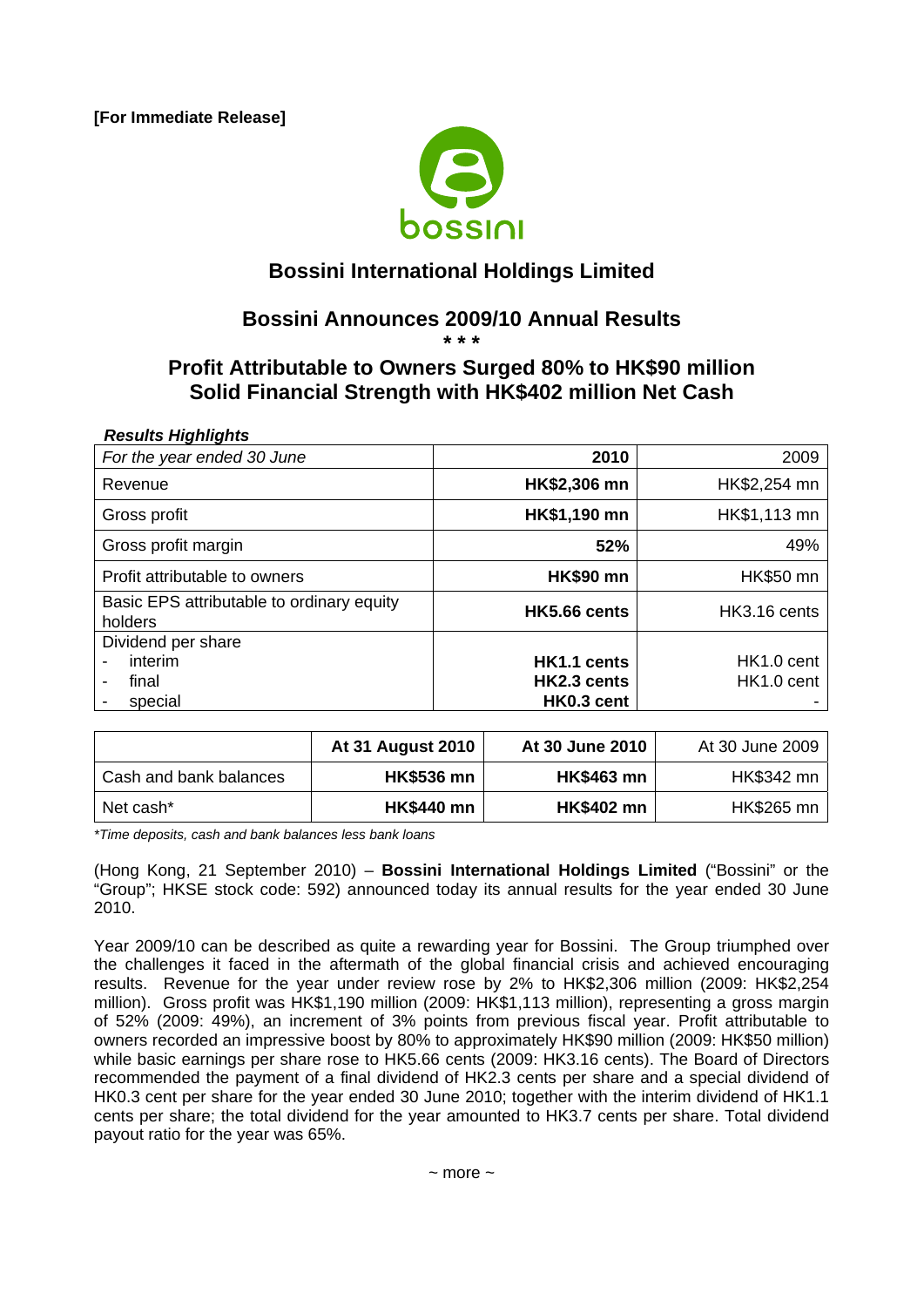**[For Immediate Release]**

bossini

# Bossini International Holdings Limited

## Bossini Announces 2009/10 Annual Results

**\* \* \***

## Profit Attributable to Owners Surged 80% to HK$90 million
## Solid Financial Strength with HK$402 million Net Cash

***Results Highlights***

| *For the year ended 30 June* | **2010** | 2009 |
|---|---|---|
| Revenue | **HK$2,306 mn** | HK$2,254 mn |
| Gross profit | **HK$1,190 mn** | HK$1,113 mn |
| Gross profit margin | **52%** | 49% |
| Profit attributable to owners | **HK$90 mn** | HK$50 mn |
| Basic EPS attributable to ordinary equity holders | **HK5.66 cents** | HK3.16 cents |
| Dividend per share<br>- interim<br>- final<br>- special | <br>**HK1.1 cents**<br>**HK2.3 cents**<br>**HK0.3 cent** | <br>HK1.0 cent<br>HK1.0 cent<br>- |

| | **At 31 August 2010** | **At 30 June 2010** | At 30 June 2009 |
|---|---|---|---|
| Cash and bank balances | **HK$536 mn** | **HK$463 mn** | HK$342 mn |
| Net cash* | **HK$440 mn** | **HK$402 mn** | HK$265 mn |

*\*Time deposits, cash and bank balances less bank loans*

(Hong Kong, 21 September 2010) – **Bossini International Holdings Limited** ("Bossini" or the "Group"; HKSE stock code: 592) announced today its annual results for the year ended 30 June 2010.

Year 2009/10 can be described as quite a rewarding year for Bossini. The Group triumphed over the challenges it faced in the aftermath of the global financial crisis and achieved encouraging results. Revenue for the year under review rose by 2% to HK$2,306 million (2009: HK$2,254 million). Gross profit was HK$1,190 million (2009: HK$1,113 million), representing a gross margin of 52% (2009: 49%), an increment of 3% points from previous fiscal year. Profit attributable to owners recorded an impressive boost by 80% to approximately HK$90 million (2009: HK$50 million) while basic earnings per share rose to HK5.66 cents (2009: HK3.16 cents). The Board of Directors recommended the payment of a final dividend of HK2.3 cents per share and a special dividend of HK0.3 cent per share for the year ended 30 June 2010; together with the interim dividend of HK1.1 cents per share; the total dividend for the year amounted to HK3.7 cents per share. Total dividend payout ratio for the year was 65%.

~ more ~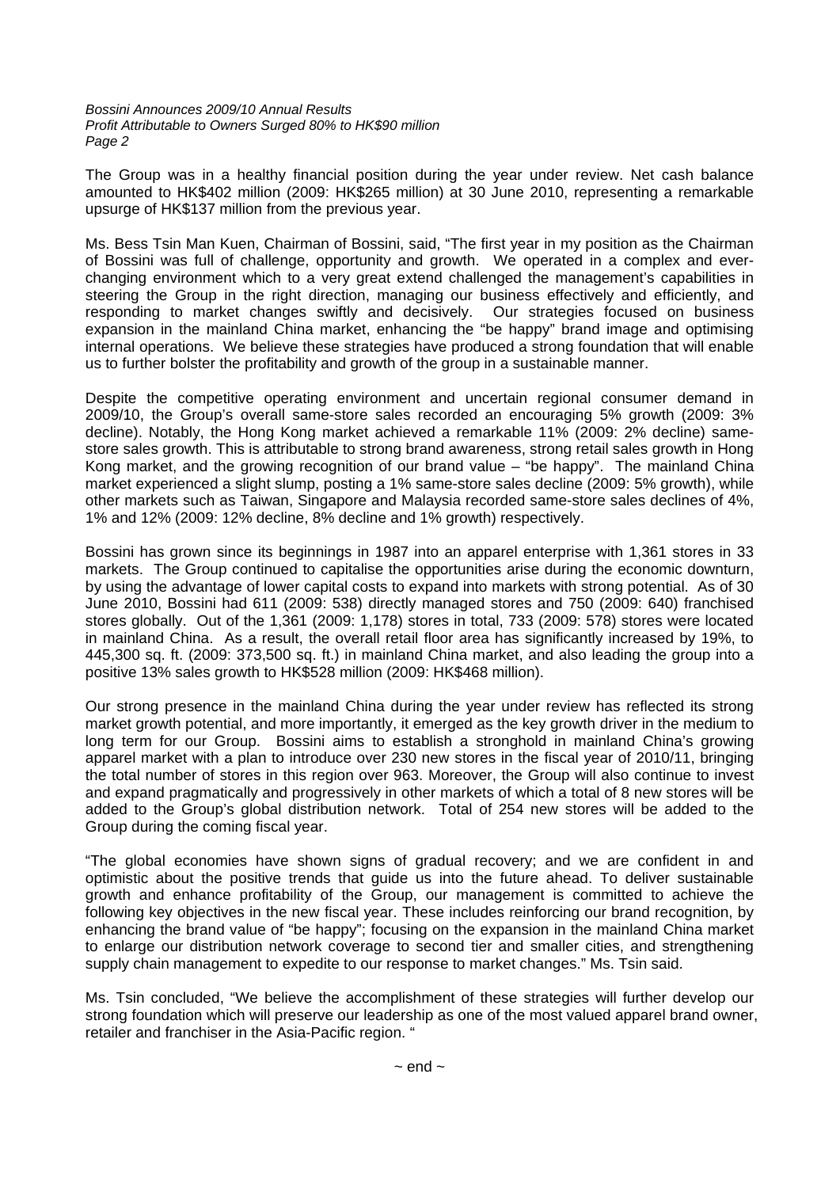The Group was in a healthy financial position during the year under review. Net cash balance amounted to HK$402 million (2009: HK$265 million) at 30 June 2010, representing a remarkable upsurge of HK$137 million from the previous year.

Ms. Bess Tsin Man Kuen, Chairman of Bossini, said, "The first year in my position as the Chairman of Bossini was full of challenge, opportunity and growth. We operated in a complex and ever-changing environment which to a very great extend challenged the management's capabilities in steering the Group in the right direction, managing our business effectively and efficiently, and responding to market changes swiftly and decisively. Our strategies focused on business expansion in the mainland China market, enhancing the "be happy" brand image and optimising internal operations. We believe these strategies have produced a strong foundation that will enable us to further bolster the profitability and growth of the group in a sustainable manner.

Despite the competitive operating environment and uncertain regional consumer demand in 2009/10, the Group's overall same-store sales recorded an encouraging 5% growth (2009: 3% decline). Notably, the Hong Kong market achieved a remarkable 11% (2009: 2% decline) same-store sales growth. This is attributable to strong brand awareness, strong retail sales growth in Hong Kong market, and the growing recognition of our brand value – "be happy". The mainland China market experienced a slight slump, posting a 1% same-store sales decline (2009: 5% growth), while other markets such as Taiwan, Singapore and Malaysia recorded same-store sales declines of 4%, 1% and 12% (2009: 12% decline, 8% decline and 1% growth) respectively.

Bossini has grown since its beginnings in 1987 into an apparel enterprise with 1,361 stores in 33 markets. The Group continued to capitalise the opportunities arise during the economic downturn, by using the advantage of lower capital costs to expand into markets with strong potential. As of 30 June 2010, Bossini had 611 (2009: 538) directly managed stores and 750 (2009: 640) franchised stores globally. Out of the 1,361 (2009: 1,178) stores in total, 733 (2009: 578) stores were located in mainland China. As a result, the overall retail floor area has significantly increased by 19%, to 445,300 sq. ft. (2009: 373,500 sq. ft.) in mainland China market, and also leading the group into a positive 13% sales growth to HK$528 million (2009: HK$468 million).

Our strong presence in the mainland China during the year under review has reflected its strong market growth potential, and more importantly, it emerged as the key growth driver in the medium to long term for our Group. Bossini aims to establish a stronghold in mainland China's growing apparel market with a plan to introduce over 230 new stores in the fiscal year of 2010/11, bringing the total number of stores in this region over 963. Moreover, the Group will also continue to invest and expand pragmatically and progressively in other markets of which a total of 8 new stores will be added to the Group's global distribution network. Total of 254 new stores will be added to the Group during the coming fiscal year.

"The global economies have shown signs of gradual recovery; and we are confident in and optimistic about the positive trends that guide us into the future ahead. To deliver sustainable growth and enhance profitability of the Group, our management is committed to achieve the following key objectives in the new fiscal year. These includes reinforcing our brand recognition, by enhancing the brand value of "be happy"; focusing on the expansion in the mainland China market to enlarge our distribution network coverage to second tier and smaller cities, and strengthening supply chain management to expedite to our response to market changes." Ms. Tsin said.

Ms. Tsin concluded, "We believe the accomplishment of these strategies will further develop our strong foundation which will preserve our leadership as one of the most valued apparel brand owner, retailer and franchiser in the Asia-Pacific region. "

~ end ~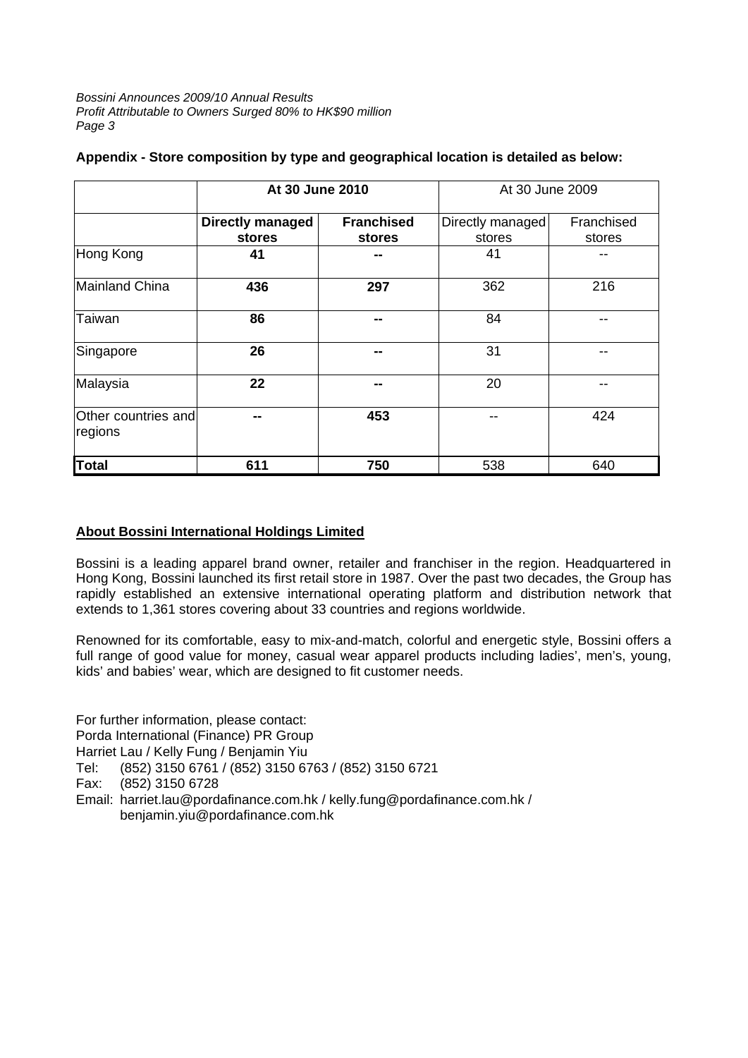**Appendix - Store composition by type and geographical location is detailed as below:**

| | **At 30 June 2010** | | At 30 June 2009 | |
|---|---|---|---|---|
| | **Directly managed stores** | **Franchised stores** | Directly managed stores | Franchised stores |
| Hong Kong | **41** | **--** | 41 | -- |
| Mainland China | **436** | **297** | 362 | 216 |
| Taiwan | **86** | **--** | 84 | -- |
| Singapore | **26** | **--** | 31 | -- |
| Malaysia | **22** | **--** | 20 | -- |
| Other countries and regions | **--** | **453** | -- | 424 |
| **Total** | **611** | **750** | 538 | 640 |

**About Bossini International Holdings Limited**

Bossini is a leading apparel brand owner, retailer and franchiser in the region. Headquartered in Hong Kong, Bossini launched its first retail store in 1987. Over the past two decades, the Group has rapidly established an extensive international operating platform and distribution network that extends to 1,361 stores covering about 33 countries and regions worldwide.

Renowned for its comfortable, easy to mix-and-match, colorful and energetic style, Bossini offers a full range of good value for money, casual wear apparel products including ladies', men's, young, kids' and babies' wear, which are designed to fit customer needs.

For further information, please contact:
Porda International (Finance) PR Group
Harriet Lau / Kelly Fung / Benjamin Yiu
Tel: (852) 3150 6761 / (852) 3150 6763 / (852) 3150 6721
Fax: (852) 3150 6728
Email: harriet.lau@pordafinance.com.hk / kelly.fung@pordafinance.com.hk / benjamin.yiu@pordafinance.com.hk